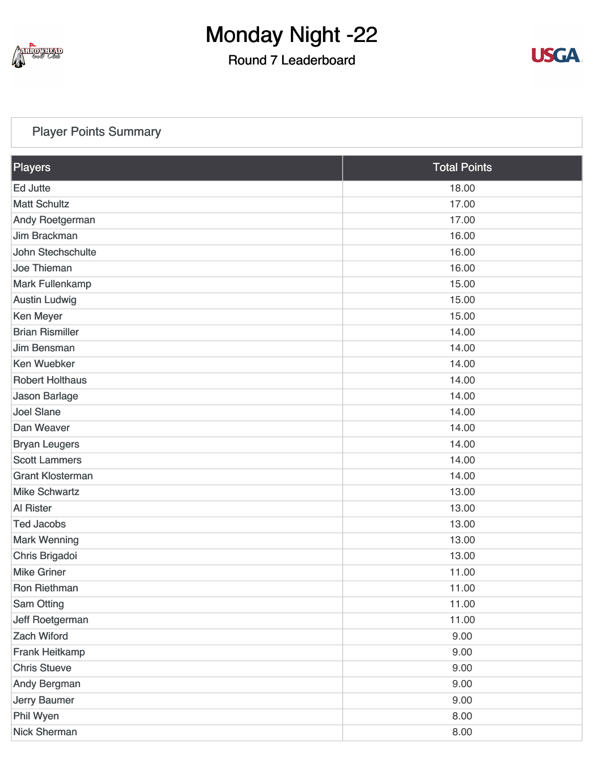# Monday Night -22

## Round 7 Leaderboard

### Player Points Summary

| Players | Total Points |
|---|---|
| Ed Jutte | 18.00 |
| Matt Schultz | 17.00 |
| Andy Roetgerman | 17.00 |
| Jim Brackman | 16.00 |
| John Stechschulte | 16.00 |
| Joe Thieman | 16.00 |
| Mark Fullenkamp | 15.00 |
| Austin Ludwig | 15.00 |
| Ken Meyer | 15.00 |
| Brian Rismiller | 14.00 |
| Jim Bensman | 14.00 |
| Ken Wuebker | 14.00 |
| Robert Holthaus | 14.00 |
| Jason Barlage | 14.00 |
| Joel Slane | 14.00 |
| Dan Weaver | 14.00 |
| Bryan Leugers | 14.00 |
| Scott Lammers | 14.00 |
| Grant Klosterman | 14.00 |
| Mike Schwartz | 13.00 |
| Al Rister | 13.00 |
| Ted Jacobs | 13.00 |
| Mark Wenning | 13.00 |
| Chris Brigadoi | 13.00 |
| Mike Griner | 11.00 |
| Ron Riethman | 11.00 |
| Sam Otting | 11.00 |
| Jeff Roetgerman | 11.00 |
| Zach Wiford | 9.00 |
| Frank Heitkamp | 9.00 |
| Chris Stueve | 9.00 |
| Andy Bergman | 9.00 |
| Jerry Baumer | 9.00 |
| Phil Wyen | 8.00 |
| Nick Sherman | 8.00 |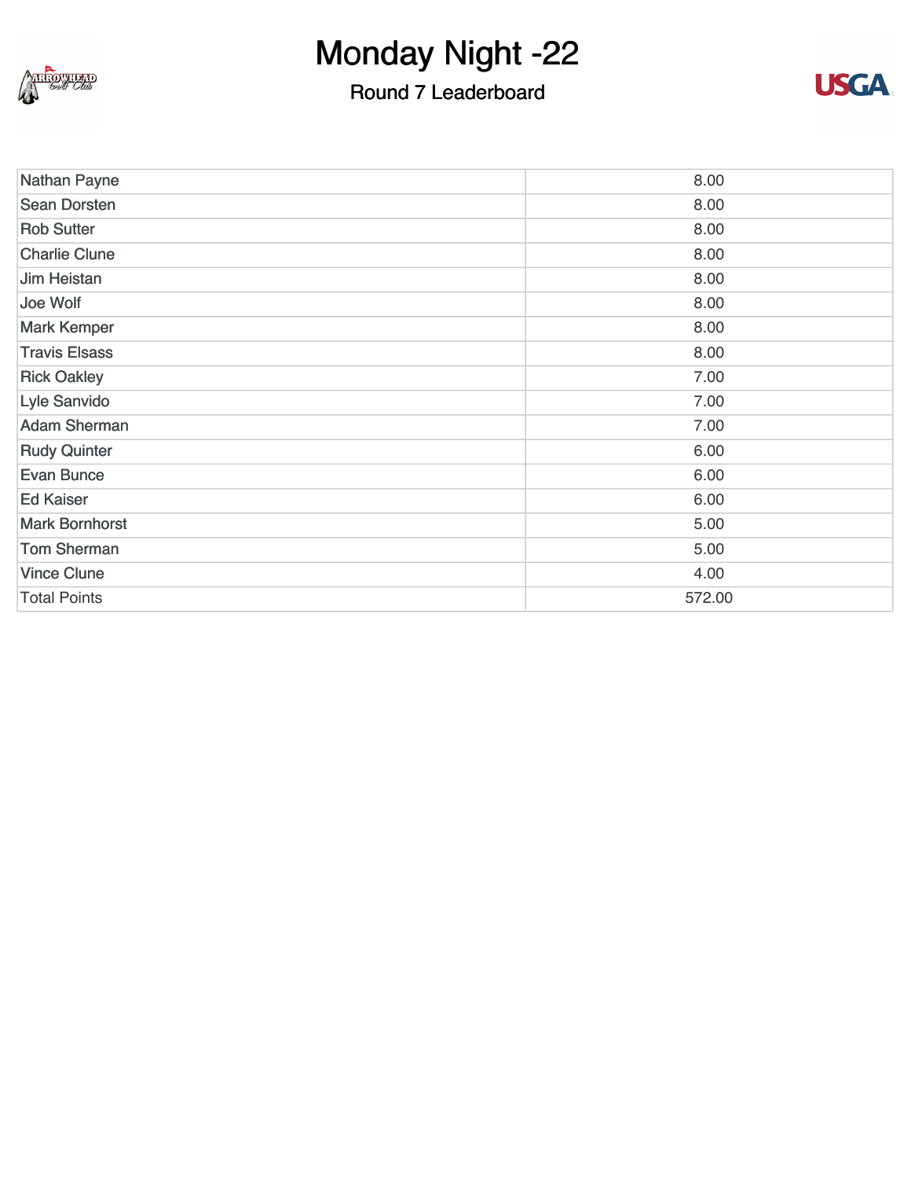# Monday Night -22

## Round 7 Leaderboard

| | |
|---|---|
| Nathan Payne | 8.00 |
| Sean Dorsten | 8.00 |
| Rob Sutter | 8.00 |
| Charlie Clune | 8.00 |
| Jim Heistan | 8.00 |
| Joe Wolf | 8.00 |
| Mark Kemper | 8.00 |
| Travis Elsass | 8.00 |
| Rick Oakley | 7.00 |
| Lyle Sanvido | 7.00 |
| Adam Sherman | 7.00 |
| Rudy Quinter | 6.00 |
| Evan Bunce | 6.00 |
| Ed Kaiser | 6.00 |
| Mark Bornhorst | 5.00 |
| Tom Sherman | 5.00 |
| Vince Clune | 4.00 |
| Total Points | 572.00 |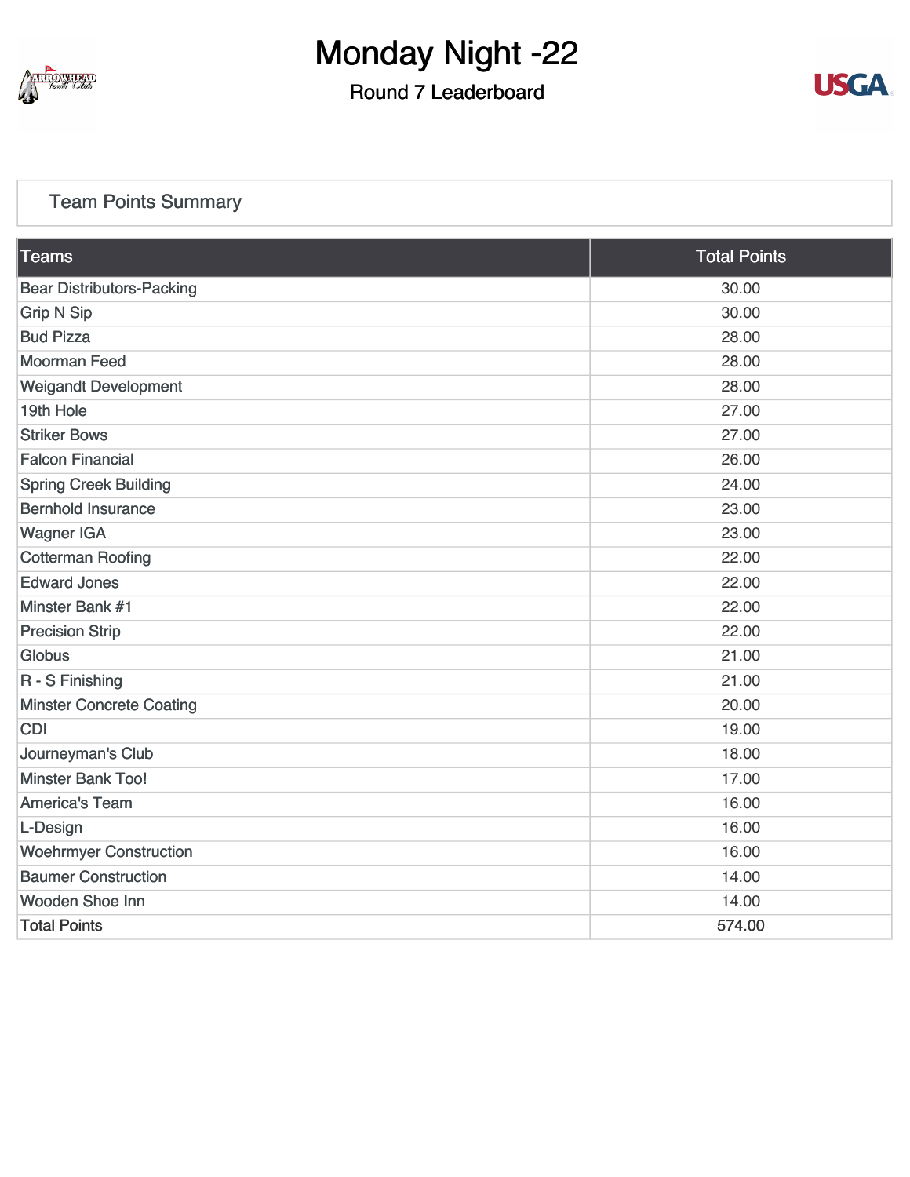# Monday Night -22

## Round 7 Leaderboard

### Team Points Summary

| Teams | Total Points |
|---|---|
| Bear Distributors-Packing | 30.00 |
| Grip N Sip | 30.00 |
| Bud Pizza | 28.00 |
| Moorman Feed | 28.00 |
| Weigandt Development | 28.00 |
| 19th Hole | 27.00 |
| Striker Bows | 27.00 |
| Falcon Financial | 26.00 |
| Spring Creek Building | 24.00 |
| Bernhold Insurance | 23.00 |
| Wagner IGA | 23.00 |
| Cotterman Roofing | 22.00 |
| Edward Jones | 22.00 |
| Minster Bank #1 | 22.00 |
| Precision Strip | 22.00 |
| Globus | 21.00 |
| R - S Finishing | 21.00 |
| Minster Concrete Coating | 20.00 |
| CDI | 19.00 |
| Journeyman's Club | 18.00 |
| Minster Bank Too! | 17.00 |
| America's Team | 16.00 |
| L-Design | 16.00 |
| Woehrmyer Construction | 16.00 |
| Baumer Construction | 14.00 |
| Wooden Shoe Inn | 14.00 |
| Total Points | 574.00 |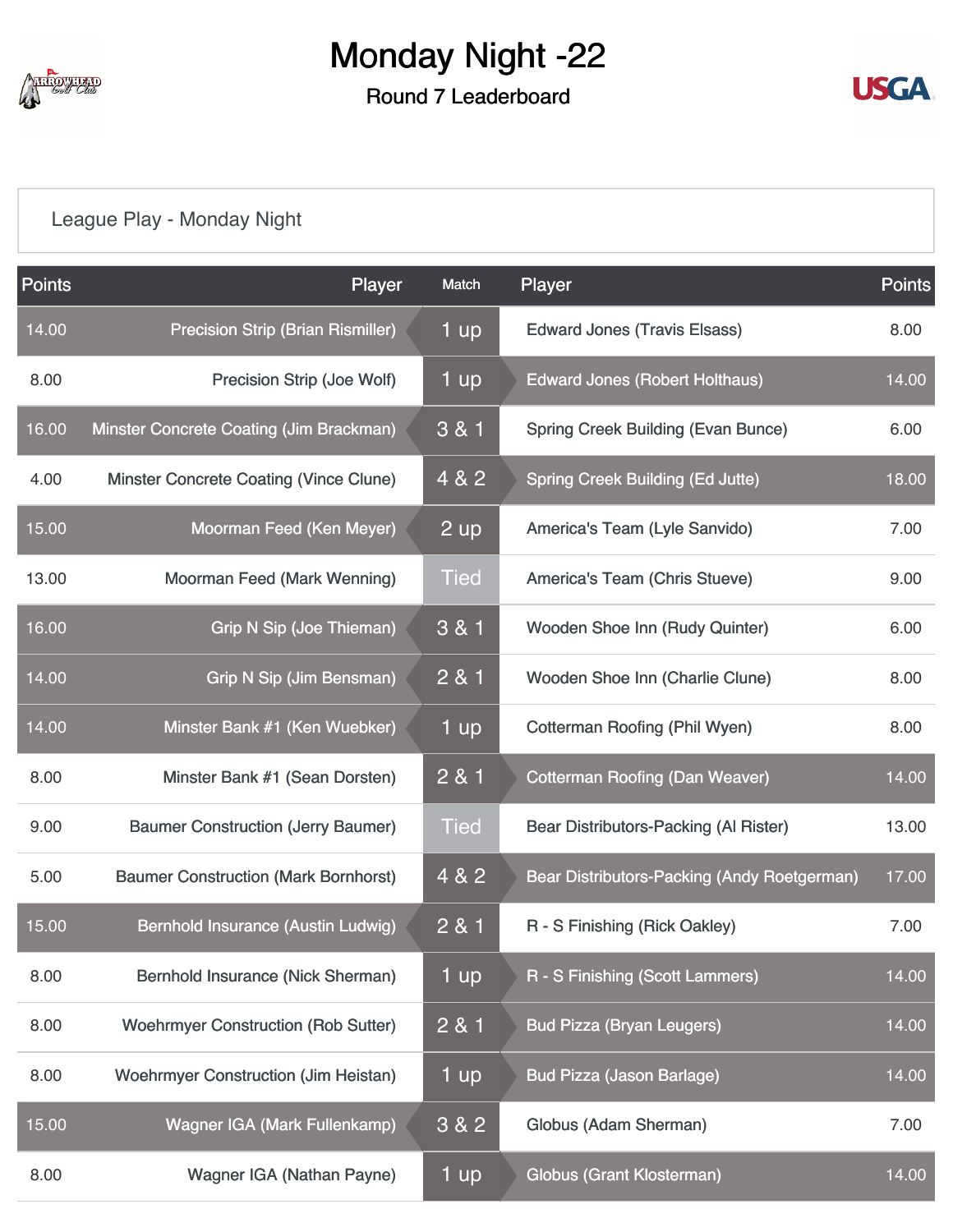# Monday Night -22

## Round 7 Leaderboard

League Play - Monday Night

| Points | Player | Match | Player | Points |
|---|---|---|---|---|
| 14.00 | Precision Strip (Brian Rismiller) | 1 up | Edward Jones (Travis Elsass) | 8.00 |
| 8.00 | Precision Strip (Joe Wolf) | 1 up | Edward Jones (Robert Holthaus) | 14.00 |
| 16.00 | Minster Concrete Coating (Jim Brackman) | 3 & 1 | Spring Creek Building (Evan Bunce) | 6.00 |
| 4.00 | Minster Concrete Coating (Vince Clune) | 4 & 2 | Spring Creek Building (Ed Jutte) | 18.00 |
| 15.00 | Moorman Feed (Ken Meyer) | 2 up | America's Team (Lyle Sanvido) | 7.00 |
| 13.00 | Moorman Feed (Mark Wenning) | Tied | America's Team (Chris Stueve) | 9.00 |
| 16.00 | Grip N Sip (Joe Thieman) | 3 & 1 | Wooden Shoe Inn (Rudy Quinter) | 6.00 |
| 14.00 | Grip N Sip (Jim Bensman) | 2 & 1 | Wooden Shoe Inn (Charlie Clune) | 8.00 |
| 14.00 | Minster Bank #1 (Ken Wuebker) | 1 up | Cotterman Roofing (Phil Wyen) | 8.00 |
| 8.00 | Minster Bank #1 (Sean Dorsten) | 2 & 1 | Cotterman Roofing (Dan Weaver) | 14.00 |
| 9.00 | Baumer Construction (Jerry Baumer) | Tied | Bear Distributors-Packing (Al Rister) | 13.00 |
| 5.00 | Baumer Construction (Mark Bornhorst) | 4 & 2 | Bear Distributors-Packing (Andy Roetgerman) | 17.00 |
| 15.00 | Bernhold Insurance (Austin Ludwig) | 2 & 1 | R - S Finishing (Rick Oakley) | 7.00 |
| 8.00 | Bernhold Insurance (Nick Sherman) | 1 up | R - S Finishing (Scott Lammers) | 14.00 |
| 8.00 | Woehrmyer Construction (Rob Sutter) | 2 & 1 | Bud Pizza (Bryan Leugers) | 14.00 |
| 8.00 | Woehrmyer Construction (Jim Heistan) | 1 up | Bud Pizza (Jason Barlage) | 14.00 |
| 15.00 | Wagner IGA (Mark Fullenkamp) | 3 & 2 | Globus (Adam Sherman) | 7.00 |
| 8.00 | Wagner IGA (Nathan Payne) | 1 up | Globus (Grant Klosterman) | 14.00 |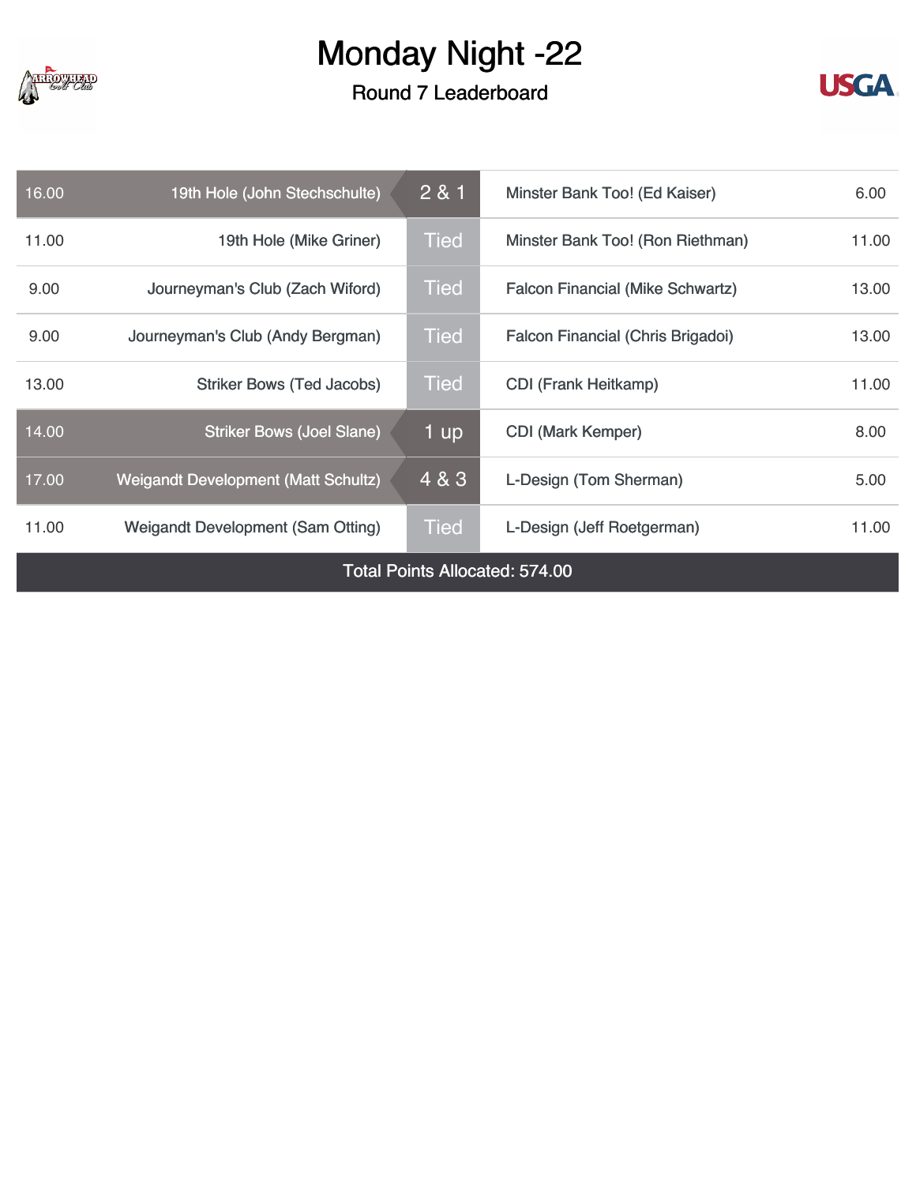# Monday Night -22

## Round 7 Leaderboard

| Points | Player | Result | Player | Points |
|---|---|---|---|---|
| 16.00 | 19th Hole (John Stechschulte) | 2 & 1 | Minster Bank Too! (Ed Kaiser) | 6.00 |
| 11.00 | 19th Hole (Mike Griner) | Tied | Minster Bank Too! (Ron Riethman) | 11.00 |
| 9.00 | Journeyman's Club (Zach Wiford) | Tied | Falcon Financial (Mike Schwartz) | 13.00 |
| 9.00 | Journeyman's Club (Andy Bergman) | Tied | Falcon Financial (Chris Brigadoi) | 13.00 |
| 13.00 | Striker Bows (Ted Jacobs) | Tied | CDI (Frank Heitkamp) | 11.00 |
| 14.00 | Striker Bows (Joel Slane) | 1 up | CDI (Mark Kemper) | 8.00 |
| 17.00 | Weigandt Development (Matt Schultz) | 4 & 3 | L-Design (Tom Sherman) | 5.00 |
| 11.00 | Weigandt Development (Sam Otting) | Tied | L-Design (Jeff Roetgerman) | 11.00 |

Total Points Allocated: 574.00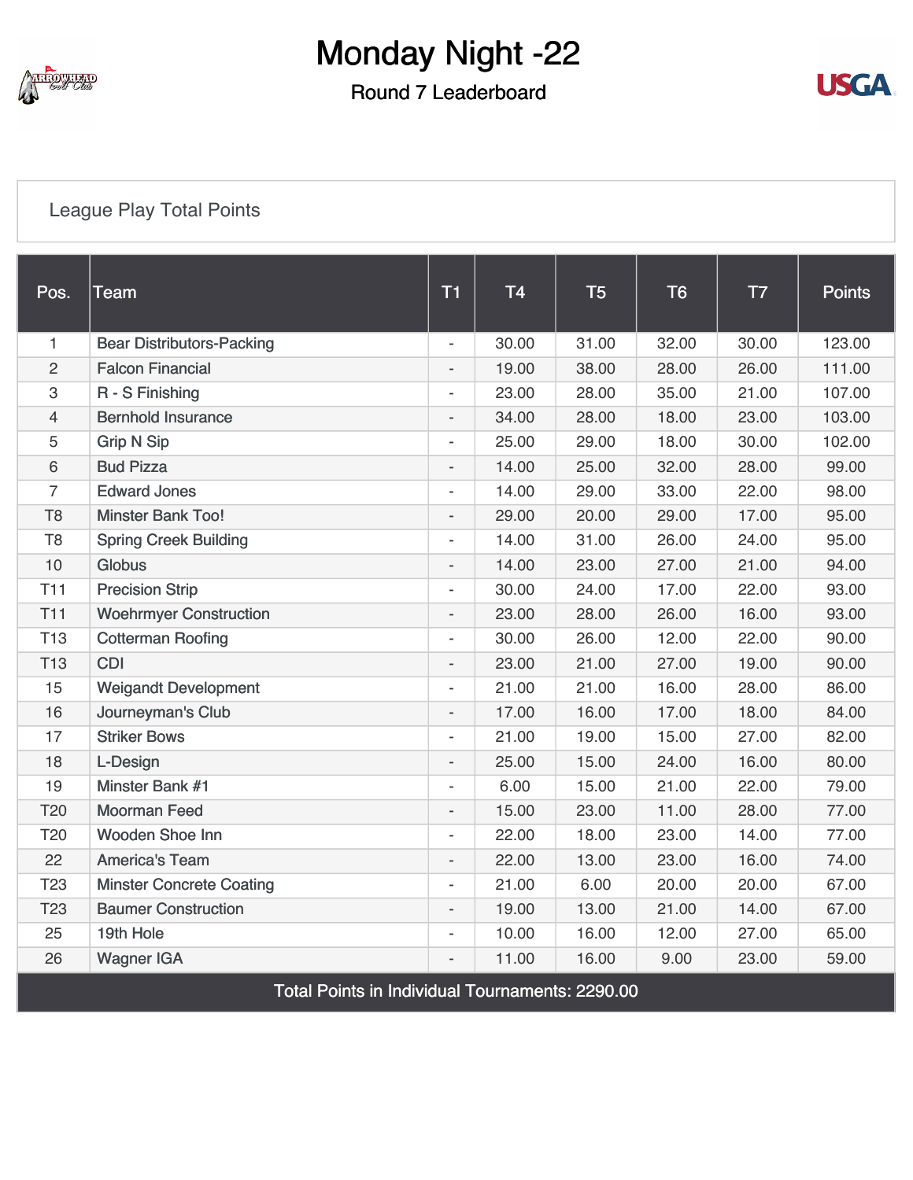# Monday Night -22

## Round 7 Leaderboard

League Play Total Points

| Pos. | Team | T1 | T4 | T5 | T6 | T7 | Points |
|---|---|---|---|---|---|---|---|
| 1 | Bear Distributors-Packing | - | 30.00 | 31.00 | 32.00 | 30.00 | 123.00 |
| 2 | Falcon Financial | - | 19.00 | 38.00 | 28.00 | 26.00 | 111.00 |
| 3 | R - S Finishing | - | 23.00 | 28.00 | 35.00 | 21.00 | 107.00 |
| 4 | Bernhold Insurance | - | 34.00 | 28.00 | 18.00 | 23.00 | 103.00 |
| 5 | Grip N Sip | - | 25.00 | 29.00 | 18.00 | 30.00 | 102.00 |
| 6 | Bud Pizza | - | 14.00 | 25.00 | 32.00 | 28.00 | 99.00 |
| 7 | Edward Jones | - | 14.00 | 29.00 | 33.00 | 22.00 | 98.00 |
| T8 | Minster Bank Too! | - | 29.00 | 20.00 | 29.00 | 17.00 | 95.00 |
| T8 | Spring Creek Building | - | 14.00 | 31.00 | 26.00 | 24.00 | 95.00 |
| 10 | Globus | - | 14.00 | 23.00 | 27.00 | 21.00 | 94.00 |
| T11 | Precision Strip | - | 30.00 | 24.00 | 17.00 | 22.00 | 93.00 |
| T11 | Woehrmyer Construction | - | 23.00 | 28.00 | 26.00 | 16.00 | 93.00 |
| T13 | Cotterman Roofing | - | 30.00 | 26.00 | 12.00 | 22.00 | 90.00 |
| T13 | CDI | - | 23.00 | 21.00 | 27.00 | 19.00 | 90.00 |
| 15 | Weigandt Development | - | 21.00 | 21.00 | 16.00 | 28.00 | 86.00 |
| 16 | Journeyman's Club | - | 17.00 | 16.00 | 17.00 | 18.00 | 84.00 |
| 17 | Striker Bows | - | 21.00 | 19.00 | 15.00 | 27.00 | 82.00 |
| 18 | L-Design | - | 25.00 | 15.00 | 24.00 | 16.00 | 80.00 |
| 19 | Minster Bank #1 | - | 6.00 | 15.00 | 21.00 | 22.00 | 79.00 |
| T20 | Moorman Feed | - | 15.00 | 23.00 | 11.00 | 28.00 | 77.00 |
| T20 | Wooden Shoe Inn | - | 22.00 | 18.00 | 23.00 | 14.00 | 77.00 |
| 22 | America's Team | - | 22.00 | 13.00 | 23.00 | 16.00 | 74.00 |
| T23 | Minster Concrete Coating | - | 21.00 | 6.00 | 20.00 | 20.00 | 67.00 |
| T23 | Baumer Construction | - | 19.00 | 13.00 | 21.00 | 14.00 | 67.00 |
| 25 | 19th Hole | - | 10.00 | 16.00 | 12.00 | 27.00 | 65.00 |
| 26 | Wagner IGA | - | 11.00 | 16.00 | 9.00 | 23.00 | 59.00 |

Total Points in Individual Tournaments: 2290.00